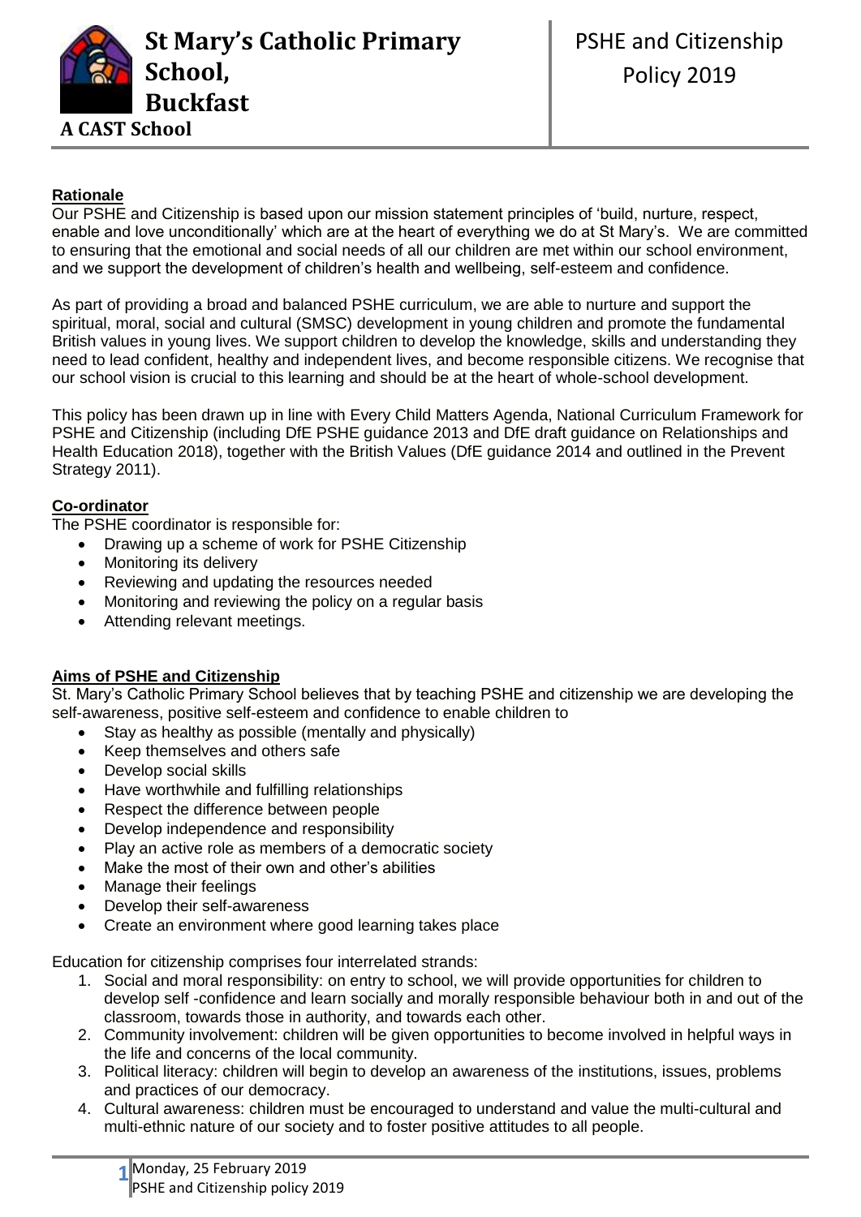# St Mary's Catholic Primary School, Buckfast

**A CAST School**

PSHE and Citizenship Policy 2019

## Rationale

Our PSHE and Citizenship is based upon our mission statement principles of 'build, nurture, respect, enable and love unconditionally' which are at the heart of everything we do at St Mary's. We are committed to ensuring that the emotional and social needs of all our children are met within our school environment, and we support the development of children's health and wellbeing, self-esteem and confidence.

As part of providing a broad and balanced PSHE curriculum, we are able to nurture and support the spiritual, moral, social and cultural (SMSC) development in young children and promote the fundamental British values in young lives. We support children to develop the knowledge, skills and understanding they need to lead confident, healthy and independent lives, and become responsible citizens. We recognise that our school vision is crucial to this learning and should be at the heart of whole-school development.

This policy has been drawn up in line with Every Child Matters Agenda, National Curriculum Framework for PSHE and Citizenship (including DfE PSHE guidance 2013 and DfE draft guidance on Relationships and Health Education 2018), together with the British Values (DfE guidance 2014 and outlined in the Prevent Strategy 2011).

## Co-ordinator

The PSHE coordinator is responsible for:

- Drawing up a scheme of work for PSHE Citizenship
- Monitoring its delivery
- Reviewing and updating the resources needed
- Monitoring and reviewing the policy on a regular basis
- Attending relevant meetings.

## Aims of PSHE and Citizenship

St. Mary's Catholic Primary School believes that by teaching PSHE and citizenship we are developing the self-awareness, positive self-esteem and confidence to enable children to

- Stay as healthy as possible (mentally and physically)
- Keep themselves and others safe
- Develop social skills
- Have worthwhile and fulfilling relationships
- Respect the difference between people
- Develop independence and responsibility
- Play an active role as members of a democratic society
- Make the most of their own and other's abilities
- Manage their feelings
- Develop their self-awareness
- Create an environment where good learning takes place

Education for citizenship comprises four interrelated strands:

1. Social and moral responsibility: on entry to school, we will provide opportunities for children to develop self -confidence and learn socially and morally responsible behaviour both in and out of the classroom, towards those in authority, and towards each other.
2. Community involvement: children will be given opportunities to become involved in helpful ways in the life and concerns of the local community.
3. Political literacy: children will begin to develop an awareness of the institutions, issues, problems and practices of our democracy.
4. Cultural awareness: children must be encouraged to understand and value the multi-cultural and multi-ethnic nature of our society and to foster positive attitudes to all people.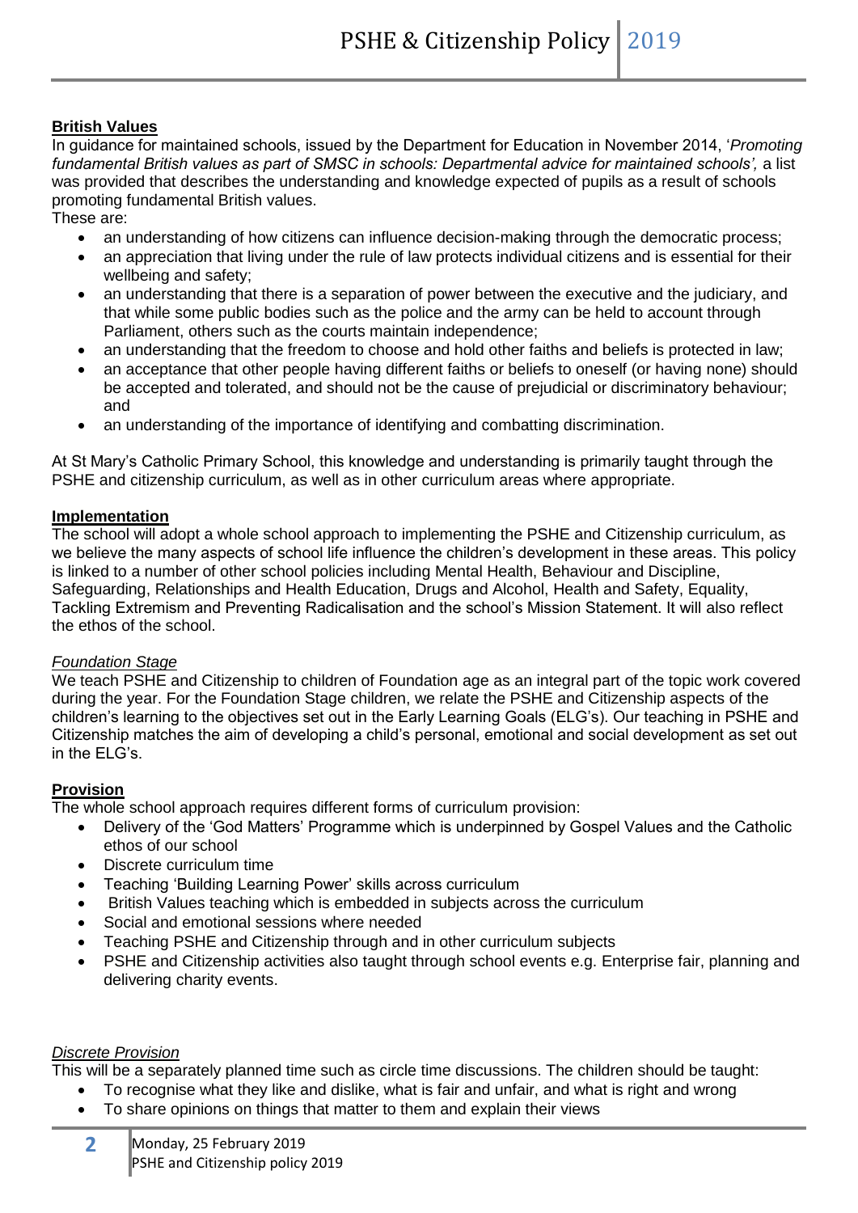**British Values**

In guidance for maintained schools, issued by the Department for Education in November 2014, '*Promoting fundamental British values as part of SMSC in schools: Departmental advice for maintained schools',* a list was provided that describes the understanding and knowledge expected of pupils as a result of schools promoting fundamental British values.

These are:

- an understanding of how citizens can influence decision-making through the democratic process;
- an appreciation that living under the rule of law protects individual citizens and is essential for their wellbeing and safety;
- an understanding that there is a separation of power between the executive and the judiciary, and that while some public bodies such as the police and the army can be held to account through Parliament, others such as the courts maintain independence;
- an understanding that the freedom to choose and hold other faiths and beliefs is protected in law;
- an acceptance that other people having different faiths or beliefs to oneself (or having none) should be accepted and tolerated, and should not be the cause of prejudicial or discriminatory behaviour; and
- an understanding of the importance of identifying and combatting discrimination.

At St Mary's Catholic Primary School, this knowledge and understanding is primarily taught through the PSHE and citizenship curriculum, as well as in other curriculum areas where appropriate.

**Implementation**

The school will adopt a whole school approach to implementing the PSHE and Citizenship curriculum, as we believe the many aspects of school life influence the children's development in these areas. This policy is linked to a number of other school policies including Mental Health, Behaviour and Discipline, Safeguarding, Relationships and Health Education, Drugs and Alcohol, Health and Safety, Equality, Tackling Extremism and Preventing Radicalisation and the school's Mission Statement. It will also reflect the ethos of the school.

*Foundation Stage*

We teach PSHE and Citizenship to children of Foundation age as an integral part of the topic work covered during the year. For the Foundation Stage children, we relate the PSHE and Citizenship aspects of the children's learning to the objectives set out in the Early Learning Goals (ELG's). Our teaching in PSHE and Citizenship matches the aim of developing a child's personal, emotional and social development as set out in the ELG's.

**Provision**

The whole school approach requires different forms of curriculum provision:

- Delivery of the 'God Matters' Programme which is underpinned by Gospel Values and the Catholic ethos of our school
- Discrete curriculum time
- Teaching 'Building Learning Power' skills across curriculum
- British Values teaching which is embedded in subjects across the curriculum
- Social and emotional sessions where needed
- Teaching PSHE and Citizenship through and in other curriculum subjects
- PSHE and Citizenship activities also taught through school events e.g. Enterprise fair, planning and delivering charity events.

*Discrete Provision*

This will be a separately planned time such as circle time discussions. The children should be taught:

- To recognise what they like and dislike, what is fair and unfair, and what is right and wrong
- To share opinions on things that matter to them and explain their views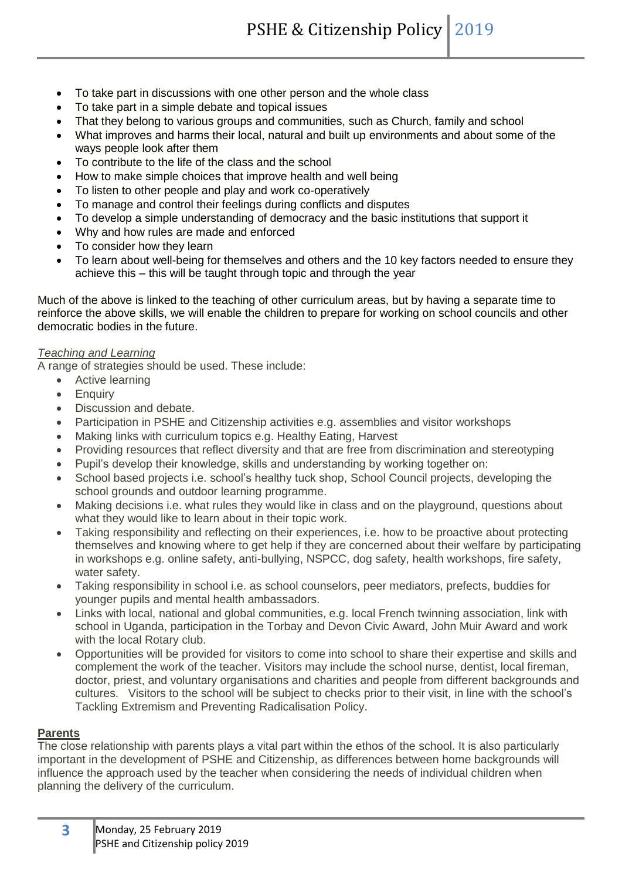- To take part in discussions with one other person and the whole class
- To take part in a simple debate and topical issues
- That they belong to various groups and communities, such as Church, family and school
- What improves and harms their local, natural and built up environments and about some of the ways people look after them
- To contribute to the life of the class and the school
- How to make simple choices that improve health and well being
- To listen to other people and play and work co-operatively
- To manage and control their feelings during conflicts and disputes
- To develop a simple understanding of democracy and the basic institutions that support it
- Why and how rules are made and enforced
- To consider how they learn
- To learn about well-being for themselves and others and the 10 key factors needed to ensure they achieve this – this will be taught through topic and through the year

Much of the above is linked to the teaching of other curriculum areas, but by having a separate time to reinforce the above skills, we will enable the children to prepare for working on school councils and other democratic bodies in the future.

*Teaching and Learning*

A range of strategies should be used. These include:

- Active learning
- Enquiry
- Discussion and debate.
- Participation in PSHE and Citizenship activities e.g. assemblies and visitor workshops
- Making links with curriculum topics e.g. Healthy Eating, Harvest
- Providing resources that reflect diversity and that are free from discrimination and stereotyping
- Pupil's develop their knowledge, skills and understanding by working together on:
- School based projects i.e. school's healthy tuck shop, School Council projects, developing the school grounds and outdoor learning programme.
- Making decisions i.e. what rules they would like in class and on the playground, questions about what they would like to learn about in their topic work.
- Taking responsibility and reflecting on their experiences, i.e. how to be proactive about protecting themselves and knowing where to get help if they are concerned about their welfare by participating in workshops e.g. online safety, anti-bullying, NSPCC, dog safety, health workshops, fire safety, water safety.
- Taking responsibility in school i.e. as school counselors, peer mediators, prefects, buddies for younger pupils and mental health ambassadors.
- Links with local, national and global communities, e.g. local French twinning association, link with school in Uganda, participation in the Torbay and Devon Civic Award, John Muir Award and work with the local Rotary club.
- Opportunities will be provided for visitors to come into school to share their expertise and skills and complement the work of the teacher. Visitors may include the school nurse, dentist, local fireman, doctor, priest, and voluntary organisations and charities and people from different backgrounds and cultures. Visitors to the school will be subject to checks prior to their visit, in line with the school's Tackling Extremism and Preventing Radicalisation Policy.

**Parents**

The close relationship with parents plays a vital part within the ethos of the school. It is also particularly important in the development of PSHE and Citizenship, as differences between home backgrounds will influence the approach used by the teacher when considering the needs of individual children when planning the delivery of the curriculum.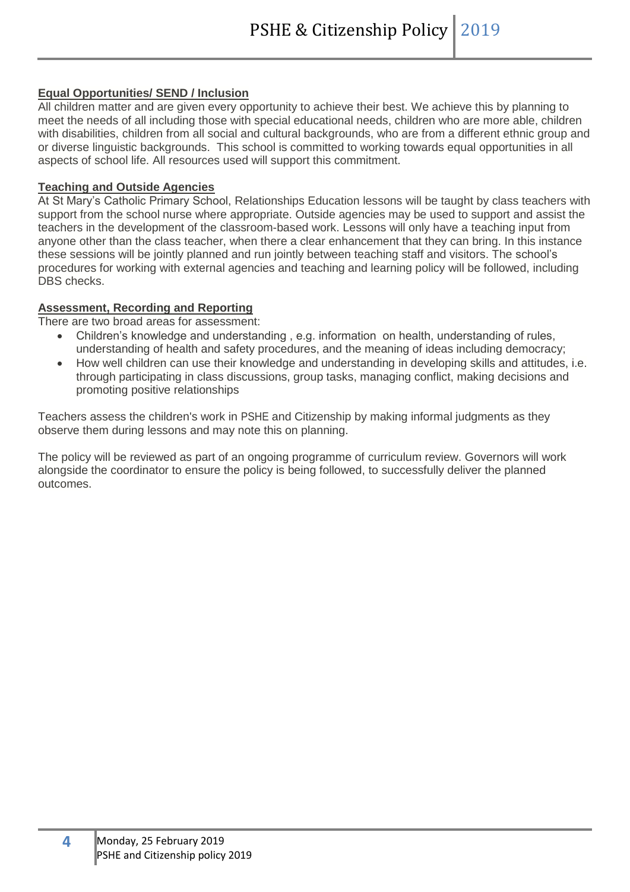**Equal Opportunities/ SEND / Inclusion**

All children matter and are given every opportunity to achieve their best. We achieve this by planning to meet the needs of all including those with special educational needs, children who are more able, children with disabilities, children from all social and cultural backgrounds, who are from a different ethnic group and or diverse linguistic backgrounds. This school is committed to working towards equal opportunities in all aspects of school life. All resources used will support this commitment.

**Teaching and Outside Agencies**

At St Mary's Catholic Primary School, Relationships Education lessons will be taught by class teachers with support from the school nurse where appropriate. Outside agencies may be used to support and assist the teachers in the development of the classroom-based work. Lessons will only have a teaching input from anyone other than the class teacher, when there a clear enhancement that they can bring. In this instance these sessions will be jointly planned and run jointly between teaching staff and visitors. The school's procedures for working with external agencies and teaching and learning policy will be followed, including DBS checks.

**Assessment, Recording and Reporting**

There are two broad areas for assessment:

- Children's knowledge and understanding , e.g. information on health, understanding of rules, understanding of health and safety procedures, and the meaning of ideas including democracy;
- How well children can use their knowledge and understanding in developing skills and attitudes, i.e. through participating in class discussions, group tasks, managing conflict, making decisions and promoting positive relationships

Teachers assess the children's work in PSHE and Citizenship by making informal judgments as they observe them during lessons and may note this on planning.

The policy will be reviewed as part of an ongoing programme of curriculum review. Governors will work alongside the coordinator to ensure the policy is being followed, to successfully deliver the planned outcomes.